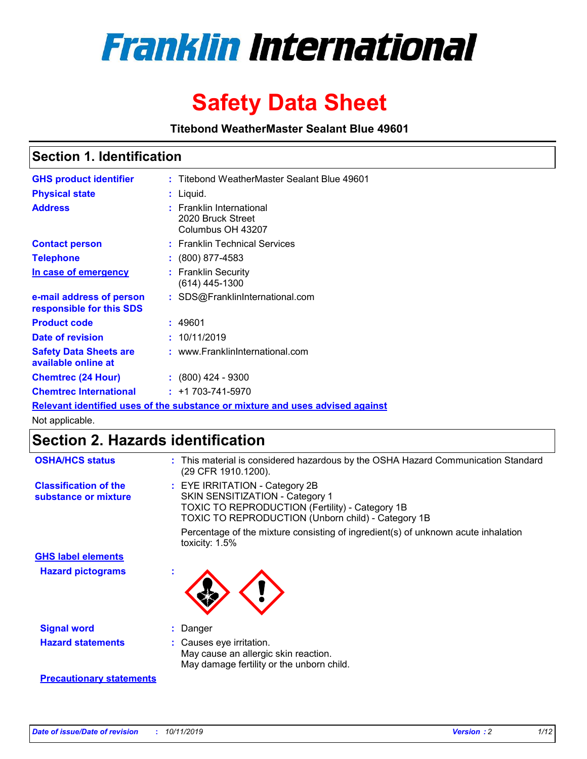# Franklin International

# Safety Data Sheet

**Titebond WeatherMaster Sealant Blue 49601**

## Section 1. Identification

| | | |
|---|---|---|
| **GHS product identifier** | : | Titebond WeatherMaster Sealant Blue 49601 |
| **Physical state** | : | Liquid. |
| **Address** | : | Franklin International<br>2020 Bruck Street<br>Columbus OH 43207 |
| **Contact person** | : | Franklin Technical Services |
| **Telephone** | : | (800) 877-4583 |
| **In case of emergency** | : | Franklin Security<br>(614) 445-1300 |
| **e-mail address of person responsible for this SDS** | : | SDS@FranklinInternational.com |
| **Product code** | : | 49601 |
| **Date of revision** | : | 10/11/2019 |
| **Safety Data Sheets are available online at** | : | www.FranklinInternational.com |
| **Chemtrec (24 Hour)** | : | (800) 424 - 9300 |
| **Chemtrec International** | : | +1 703-741-5970 |

**Relevant identified uses of the substance or mixture and uses advised against**

Not applicable.

## Section 2. Hazards identification

| | | |
|---|---|---|
| **OSHA/HCS status** | : | This material is considered hazardous by the OSHA Hazard Communication Standard (29 CFR 1910.1200). |
| **Classification of the substance or mixture** | : | EYE IRRITATION - Category 2B<br>SKIN SENSITIZATION - Category 1<br>TOXIC TO REPRODUCTION (Fertility) - Category 1B<br>TOXIC TO REPRODUCTION (Unborn child) - Category 1B<br><br>Percentage of the mixture consisting of ingredient(s) of unknown acute inhalation toxicity: 1.5% |

**GHS label elements**

| | | |
|---|---|---|
| **Hazard pictograms** | : | |
| **Signal word** | : | Danger |
| **Hazard statements** | : | Causes eye irritation.<br>May cause an allergic skin reaction.<br>May damage fertility or the unborn child. |

**Precautionary statements**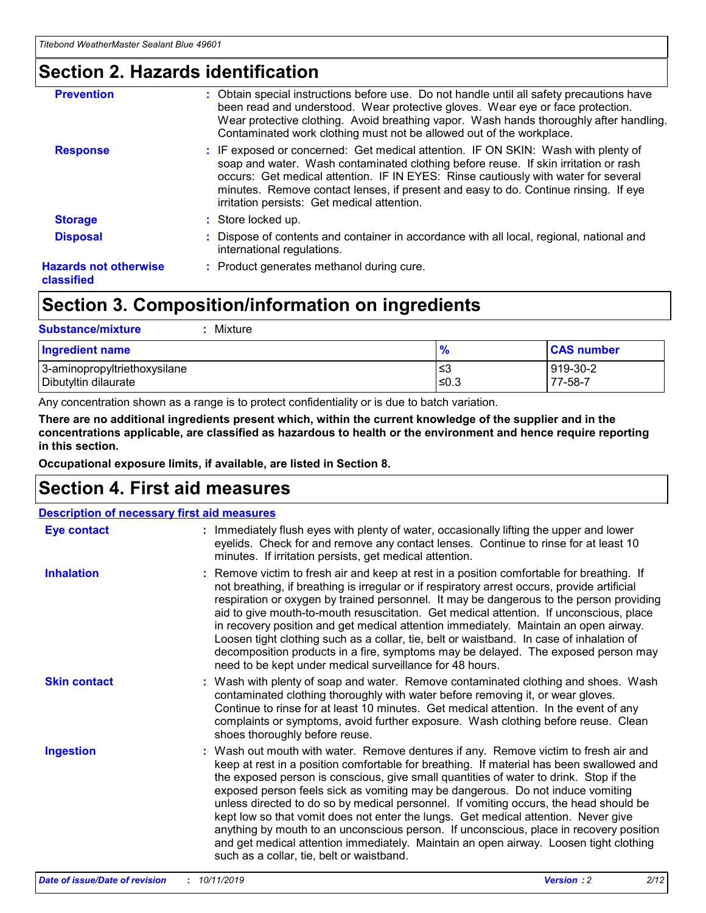# Section 2. Hazards identification

**Prevention** : Obtain special instructions before use. Do not handle until all safety precautions have been read and understood. Wear protective gloves. Wear eye or face protection. Wear protective clothing. Avoid breathing vapor. Wash hands thoroughly after handling. Contaminated work clothing must not be allowed out of the workplace.

**Response** : IF exposed or concerned: Get medical attention. IF ON SKIN: Wash with plenty of soap and water. Wash contaminated clothing before reuse. If skin irritation or rash occurs: Get medical attention. IF IN EYES: Rinse cautiously with water for several minutes. Remove contact lenses, if present and easy to do. Continue rinsing. If eye irritation persists: Get medical attention.

**Storage** : Store locked up.

**Disposal** : Dispose of contents and container in accordance with all local, regional, national and international regulations.

**Hazards not otherwise classified** : Product generates methanol during cure.

# Section 3. Composition/information on ingredients

**Substance/mixture** : Mixture

| Ingredient name | % | CAS number |
|---|---|---|
| 3-aminopropyltriethoxysilane | ≤3 | 919-30-2 |
| Dibutyltin dilaurate | ≤0.3 | 77-58-7 |

Any concentration shown as a range is to protect confidentiality or is due to batch variation.

**There are no additional ingredients present which, within the current knowledge of the supplier and in the concentrations applicable, are classified as hazardous to health or the environment and hence require reporting in this section.**

**Occupational exposure limits, if available, are listed in Section 8.**

# Section 4. First aid measures

## Description of necessary first aid measures

**Eye contact** : Immediately flush eyes with plenty of water, occasionally lifting the upper and lower eyelids. Check for and remove any contact lenses. Continue to rinse for at least 10 minutes. If irritation persists, get medical attention.

**Inhalation** : Remove victim to fresh air and keep at rest in a position comfortable for breathing. If not breathing, if breathing is irregular or if respiratory arrest occurs, provide artificial respiration or oxygen by trained personnel. It may be dangerous to the person providing aid to give mouth-to-mouth resuscitation. Get medical attention. If unconscious, place in recovery position and get medical attention immediately. Maintain an open airway. Loosen tight clothing such as a collar, tie, belt or waistband. In case of inhalation of decomposition products in a fire, symptoms may be delayed. The exposed person may need to be kept under medical surveillance for 48 hours.

**Skin contact** : Wash with plenty of soap and water. Remove contaminated clothing and shoes. Wash contaminated clothing thoroughly with water before removing it, or wear gloves. Continue to rinse for at least 10 minutes. Get medical attention. In the event of any complaints or symptoms, avoid further exposure. Wash clothing before reuse. Clean shoes thoroughly before reuse.

**Ingestion** : Wash out mouth with water. Remove dentures if any. Remove victim to fresh air and keep at rest in a position comfortable for breathing. If material has been swallowed and the exposed person is conscious, give small quantities of water to drink. Stop if the exposed person feels sick as vomiting may be dangerous. Do not induce vomiting unless directed to do so by medical personnel. If vomiting occurs, the head should be kept low so that vomit does not enter the lungs. Get medical attention. Never give anything by mouth to an unconscious person. If unconscious, place in recovery position and get medical attention immediately. Maintain an open airway. Loosen tight clothing such as a collar, tie, belt or waistband.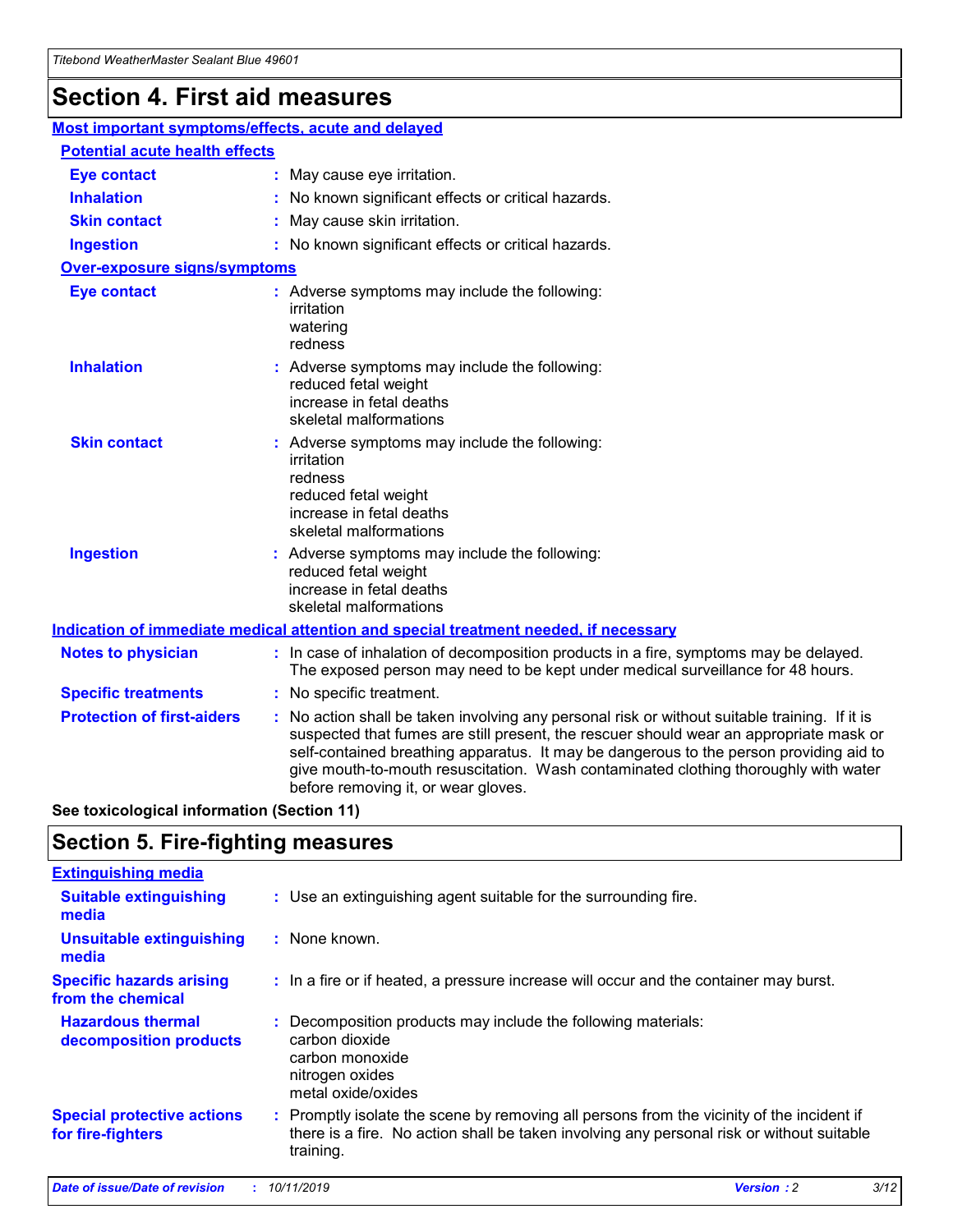# Section 4. First aid measures

## Most important symptoms/effects, acute and delayed

### Potential acute health effects

**Eye contact** : May cause eye irritation.

**Inhalation** : No known significant effects or critical hazards.

**Skin contact** : May cause skin irritation.

**Ingestion** : No known significant effects or critical hazards.

### Over-exposure signs/symptoms

**Eye contact** : Adverse symptoms may include the following:
irritation
watering
redness

**Inhalation** : Adverse symptoms may include the following:
reduced fetal weight
increase in fetal deaths
skeletal malformations

**Skin contact** : Adverse symptoms may include the following:
irritation
redness
reduced fetal weight
increase in fetal deaths
skeletal malformations

**Ingestion** : Adverse symptoms may include the following:
reduced fetal weight
increase in fetal deaths
skeletal malformations

## Indication of immediate medical attention and special treatment needed, if necessary

**Notes to physician** : In case of inhalation of decomposition products in a fire, symptoms may be delayed. The exposed person may need to be kept under medical surveillance for 48 hours.

**Specific treatments** : No specific treatment.

**Protection of first-aiders** : No action shall be taken involving any personal risk or without suitable training. If it is suspected that fumes are still present, the rescuer should wear an appropriate mask or self-contained breathing apparatus. It may be dangerous to the person providing aid to give mouth-to-mouth resuscitation. Wash contaminated clothing thoroughly with water before removing it, or wear gloves.

**See toxicological information (Section 11)**

# Section 5. Fire-fighting measures

## Extinguishing media

**Suitable extinguishing media** : Use an extinguishing agent suitable for the surrounding fire.

**Unsuitable extinguishing media** : None known.

**Specific hazards arising from the chemical** : In a fire or if heated, a pressure increase will occur and the container may burst.

**Hazardous thermal decomposition products** : Decomposition products may include the following materials:
carbon dioxide
carbon monoxide
nitrogen oxides
metal oxide/oxides

**Special protective actions for fire-fighters** : Promptly isolate the scene by removing all persons from the vicinity of the incident if there is a fire. No action shall be taken involving any personal risk or without suitable training.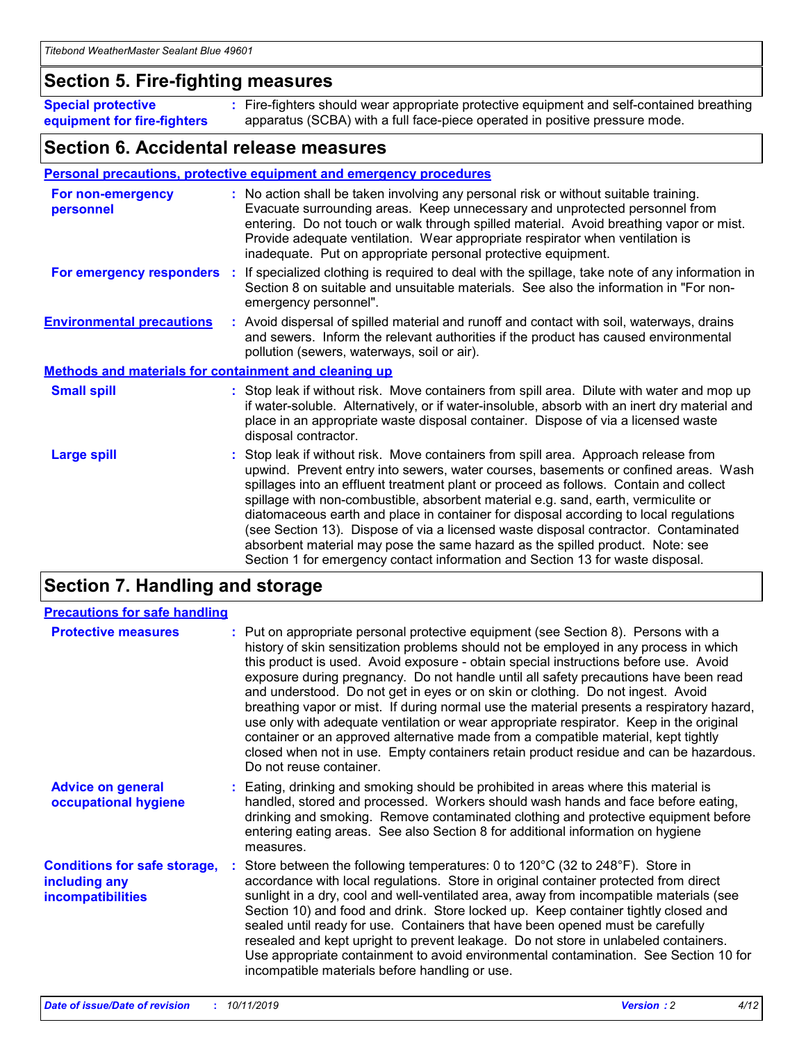## Section 5. Fire-fighting measures

**Special protective equipment for fire-fighters** : Fire-fighters should wear appropriate protective equipment and self-contained breathing apparatus (SCBA) with a full face-piece operated in positive pressure mode.

## Section 6. Accidental release measures

### Personal precautions, protective equipment and emergency procedures

**For non-emergency personnel** : No action shall be taken involving any personal risk or without suitable training. Evacuate surrounding areas. Keep unnecessary and unprotected personnel from entering. Do not touch or walk through spilled material. Avoid breathing vapor or mist. Provide adequate ventilation. Wear appropriate respirator when ventilation is inadequate. Put on appropriate personal protective equipment.

**For emergency responders** : If specialized clothing is required to deal with the spillage, take note of any information in Section 8 on suitable and unsuitable materials. See also the information in "For non-emergency personnel".

**Environmental precautions** : Avoid dispersal of spilled material and runoff and contact with soil, waterways, drains and sewers. Inform the relevant authorities if the product has caused environmental pollution (sewers, waterways, soil or air).

### Methods and materials for containment and cleaning up

**Small spill** : Stop leak if without risk. Move containers from spill area. Dilute with water and mop up if water-soluble. Alternatively, or if water-insoluble, absorb with an inert dry material and place in an appropriate waste disposal container. Dispose of via a licensed waste disposal contractor.

**Large spill** : Stop leak if without risk. Move containers from spill area. Approach release from upwind. Prevent entry into sewers, water courses, basements or confined areas. Wash spillages into an effluent treatment plant or proceed as follows. Contain and collect spillage with non-combustible, absorbent material e.g. sand, earth, vermiculite or diatomaceous earth and place in container for disposal according to local regulations (see Section 13). Dispose of via a licensed waste disposal contractor. Contaminated absorbent material may pose the same hazard as the spilled product. Note: see Section 1 for emergency contact information and Section 13 for waste disposal.

## Section 7. Handling and storage

### Precautions for safe handling

**Protective measures** : Put on appropriate personal protective equipment (see Section 8). Persons with a history of skin sensitization problems should not be employed in any process in which this product is used. Avoid exposure - obtain special instructions before use. Avoid exposure during pregnancy. Do not handle until all safety precautions have been read and understood. Do not get in eyes or on skin or clothing. Do not ingest. Avoid breathing vapor or mist. If during normal use the material presents a respiratory hazard, use only with adequate ventilation or wear appropriate respirator. Keep in the original container or an approved alternative made from a compatible material, kept tightly closed when not in use. Empty containers retain product residue and can be hazardous. Do not reuse container.

**Advice on general occupational hygiene** : Eating, drinking and smoking should be prohibited in areas where this material is handled, stored and processed. Workers should wash hands and face before eating, drinking and smoking. Remove contaminated clothing and protective equipment before entering eating areas. See also Section 8 for additional information on hygiene measures.

**Conditions for safe storage, including any incompatibilities** : Store between the following temperatures: 0 to 120°C (32 to 248°F). Store in accordance with local regulations. Store in original container protected from direct sunlight in a dry, cool and well-ventilated area, away from incompatible materials (see Section 10) and food and drink. Store locked up. Keep container tightly closed and sealed until ready for use. Containers that have been opened must be carefully resealed and kept upright to prevent leakage. Do not store in unlabeled containers. Use appropriate containment to avoid environmental contamination. See Section 10 for incompatible materials before handling or use.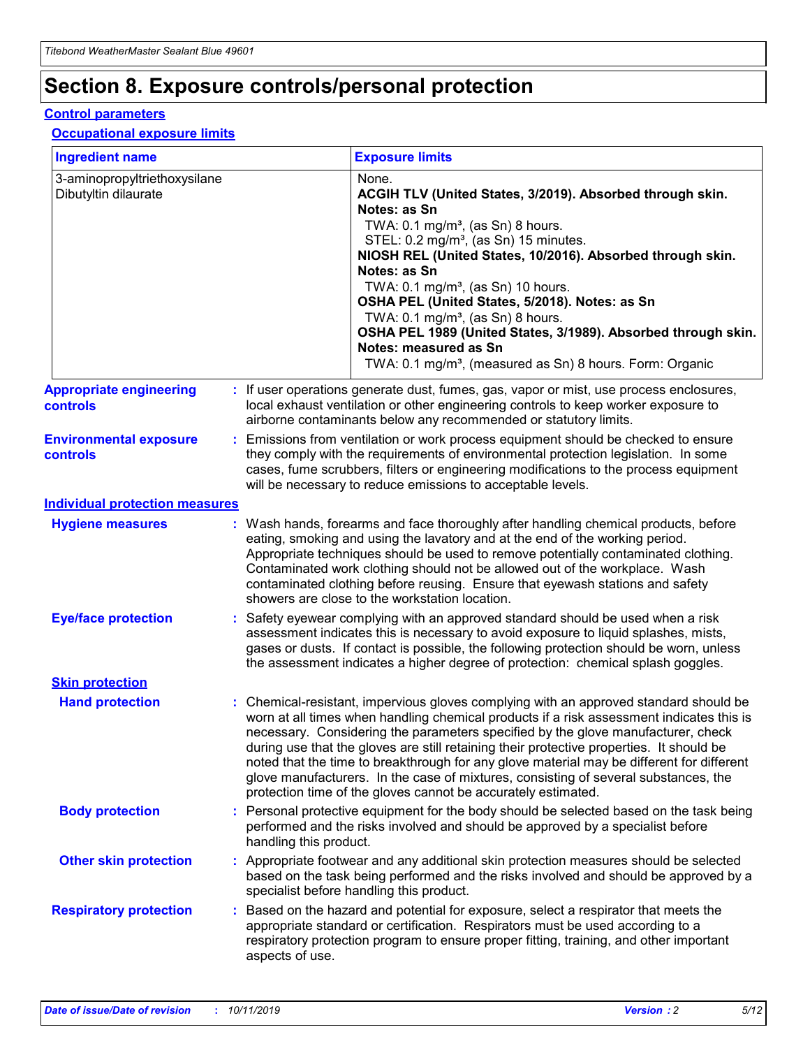# Section 8. Exposure controls/personal protection

## Control parameters

### Occupational exposure limits

| Ingredient name | Exposure limits |
|---|---|
| 3-aminopropyltriethoxysilane<br>Dibutyltin dilaurate | None.<br>**ACGIH TLV (United States, 3/2019). Absorbed through skin. Notes: as Sn**<br>TWA: 0.1 mg/m³, (as Sn) 8 hours.<br>STEL: 0.2 mg/m³, (as Sn) 15 minutes.<br>**NIOSH REL (United States, 10/2016). Absorbed through skin. Notes: as Sn**<br>TWA: 0.1 mg/m³, (as Sn) 10 hours.<br>**OSHA PEL (United States, 5/2018). Notes: as Sn**<br>TWA: 0.1 mg/m³, (as Sn) 8 hours.<br>**OSHA PEL 1989 (United States, 3/1989). Absorbed through skin. Notes: measured as Sn**<br>TWA: 0.1 mg/m³, (measured as Sn) 8 hours. Form: Organic |

**Appropriate engineering controls** : If user operations generate dust, fumes, gas, vapor or mist, use process enclosures, local exhaust ventilation or other engineering controls to keep worker exposure to airborne contaminants below any recommended or statutory limits.

**Environmental exposure controls** : Emissions from ventilation or work process equipment should be checked to ensure they comply with the requirements of environmental protection legislation. In some cases, fume scrubbers, filters or engineering modifications to the process equipment will be necessary to reduce emissions to acceptable levels.

## Individual protection measures

**Hygiene measures** : Wash hands, forearms and face thoroughly after handling chemical products, before eating, smoking and using the lavatory and at the end of the working period. Appropriate techniques should be used to remove potentially contaminated clothing. Contaminated work clothing should not be allowed out of the workplace. Wash contaminated clothing before reusing. Ensure that eyewash stations and safety showers are close to the workstation location.

**Eye/face protection** : Safety eyewear complying with an approved standard should be used when a risk assessment indicates this is necessary to avoid exposure to liquid splashes, mists, gases or dusts. If contact is possible, the following protection should be worn, unless the assessment indicates a higher degree of protection: chemical splash goggles.

### Skin protection

**Hand protection** : Chemical-resistant, impervious gloves complying with an approved standard should be worn at all times when handling chemical products if a risk assessment indicates this is necessary. Considering the parameters specified by the glove manufacturer, check during use that the gloves are still retaining their protective properties. It should be noted that the time to breakthrough for any glove material may be different for different glove manufacturers. In the case of mixtures, consisting of several substances, the protection time of the gloves cannot be accurately estimated.

**Body protection** : Personal protective equipment for the body should be selected based on the task being performed and the risks involved and should be approved by a specialist before handling this product.

**Other skin protection** : Appropriate footwear and any additional skin protection measures should be selected based on the task being performed and the risks involved and should be approved by a specialist before handling this product.

**Respiratory protection** : Based on the hazard and potential for exposure, select a respirator that meets the appropriate standard or certification. Respirators must be used according to a respiratory protection program to ensure proper fitting, training, and other important aspects of use.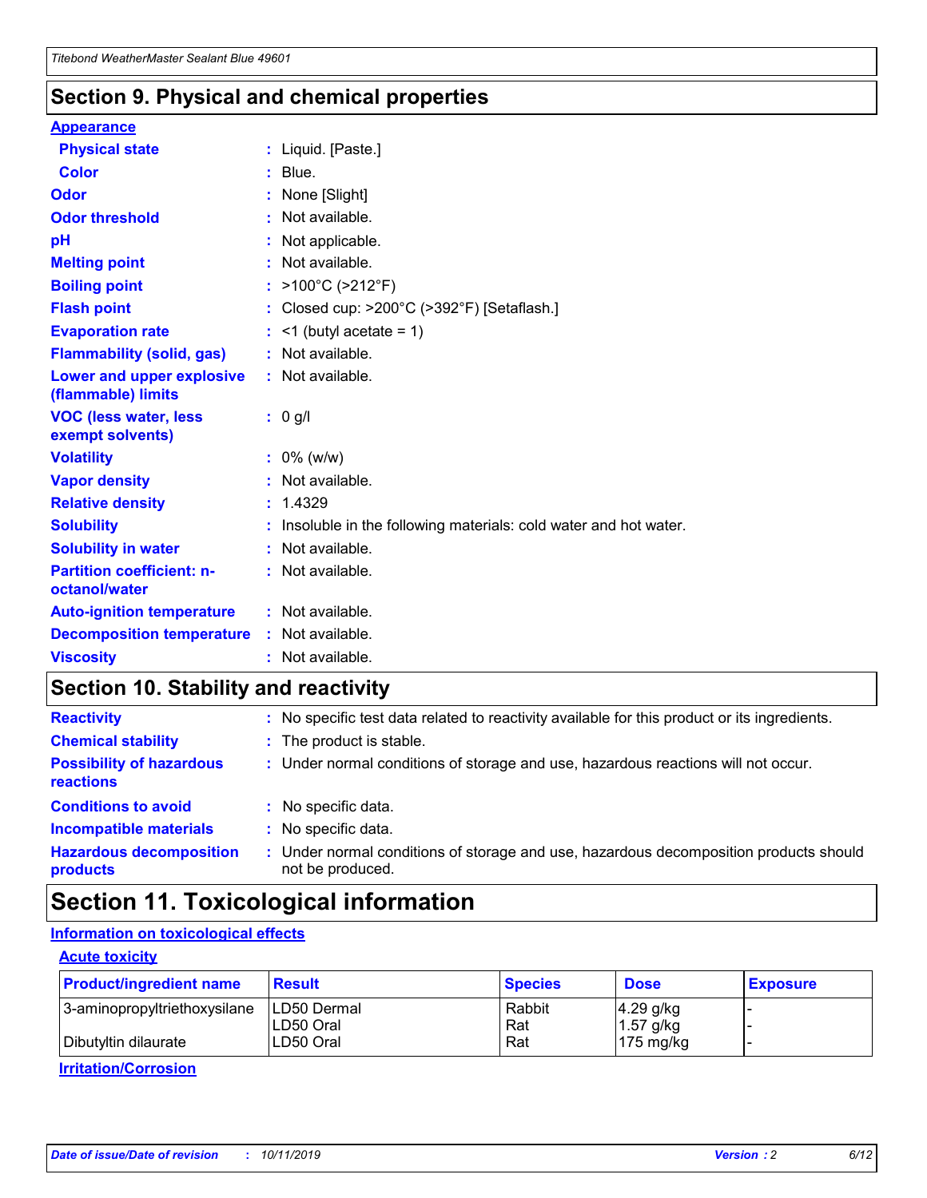## Section 9. Physical and chemical properties

### Appearance

| | | |
|---|---|---|
| **Physical state** | : | Liquid. [Paste.] |
| **Color** | : | Blue. |
| **Odor** | : | None [Slight] |
| **Odor threshold** | : | Not available. |
| **pH** | : | Not applicable. |
| **Melting point** | : | Not available. |
| **Boiling point** | : | >100°C (>212°F) |
| **Flash point** | : | Closed cup: >200°C (>392°F) [Setaflash.] |
| **Evaporation rate** | : | <1 (butyl acetate = 1) |
| **Flammability (solid, gas)** | : | Not available. |
| **Lower and upper explosive (flammable) limits** | : | Not available. |
| **VOC (less water, less exempt solvents)** | : | 0 g/l |
| **Volatility** | : | 0% (w/w) |
| **Vapor density** | : | Not available. |
| **Relative density** | : | 1.4329 |
| **Solubility** | : | Insoluble in the following materials: cold water and hot water. |
| **Solubility in water** | : | Not available. |
| **Partition coefficient: n-octanol/water** | : | Not available. |
| **Auto-ignition temperature** | : | Not available. |
| **Decomposition temperature** | : | Not available. |
| **Viscosity** | : | Not available. |

## Section 10. Stability and reactivity

| | | |
|---|---|---|
| **Reactivity** | : | No specific test data related to reactivity available for this product or its ingredients. |
| **Chemical stability** | : | The product is stable. |
| **Possibility of hazardous reactions** | : | Under normal conditions of storage and use, hazardous reactions will not occur. |
| **Conditions to avoid** | : | No specific data. |
| **Incompatible materials** | : | No specific data. |
| **Hazardous decomposition products** | : | Under normal conditions of storage and use, hazardous decomposition products should not be produced. |

## Section 11. Toxicological information

### Information on toxicological effects

#### Acute toxicity

| Product/ingredient name | Result | Species | Dose | Exposure |
|---|---|---|---|---|
| 3-aminopropyltriethoxysilane | LD50 Dermal | Rabbit | 4.29 g/kg | - |
| | LD50 Oral | Rat | 1.57 g/kg | - |
| Dibutyltin dilaurate | LD50 Oral | Rat | 175 mg/kg | - |

#### Irritation/Corrosion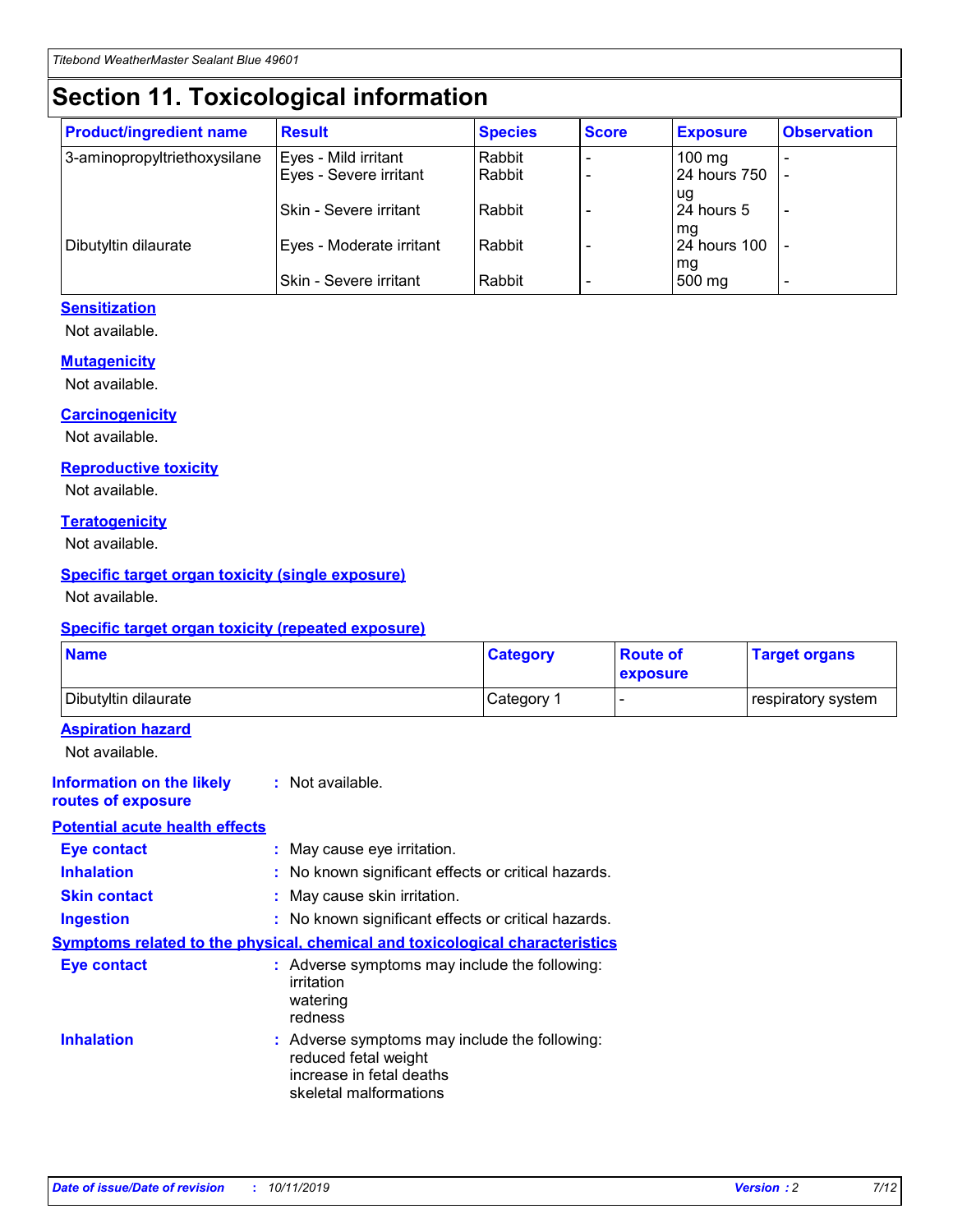# Section 11. Toxicological information

| Product/ingredient name | Result | Species | Score | Exposure | Observation |
|---|---|---|---|---|---|
| 3-aminopropyltriethoxysilane | Eyes - Mild irritant | Rabbit | - | 100 mg | - |
| | Eyes - Severe irritant | Rabbit | - | 24 hours 750 ug | - |
| | Skin - Severe irritant | Rabbit | - | 24 hours 5 mg | - |
| Dibutyltin dilaurate | Eyes - Moderate irritant | Rabbit | - | 24 hours 100 mg | - |
| | Skin - Severe irritant | Rabbit | - | 500 mg | - |

### Sensitization

Not available.

### Mutagenicity

Not available.

### Carcinogenicity

Not available.

### Reproductive toxicity

Not available.

### Teratogenicity

Not available.

### Specific target organ toxicity (single exposure)

Not available.

### Specific target organ toxicity (repeated exposure)

| Name | Category | Route of exposure | Target organs |
|---|---|---|---|
| Dibutyltin dilaurate | Category 1 | - | respiratory system |

### Aspiration hazard

Not available.

**Information on the likely routes of exposure** : Not available.

### Potential acute health effects

**Eye contact** : May cause eye irritation.

**Inhalation** : No known significant effects or critical hazards.

**Skin contact** : May cause skin irritation.

**Ingestion** : No known significant effects or critical hazards.

### Symptoms related to the physical, chemical and toxicological characteristics

**Eye contact** : Adverse symptoms may include the following:
irritation
watering
redness

**Inhalation** : Adverse symptoms may include the following:
reduced fetal weight
increase in fetal deaths
skeletal malformations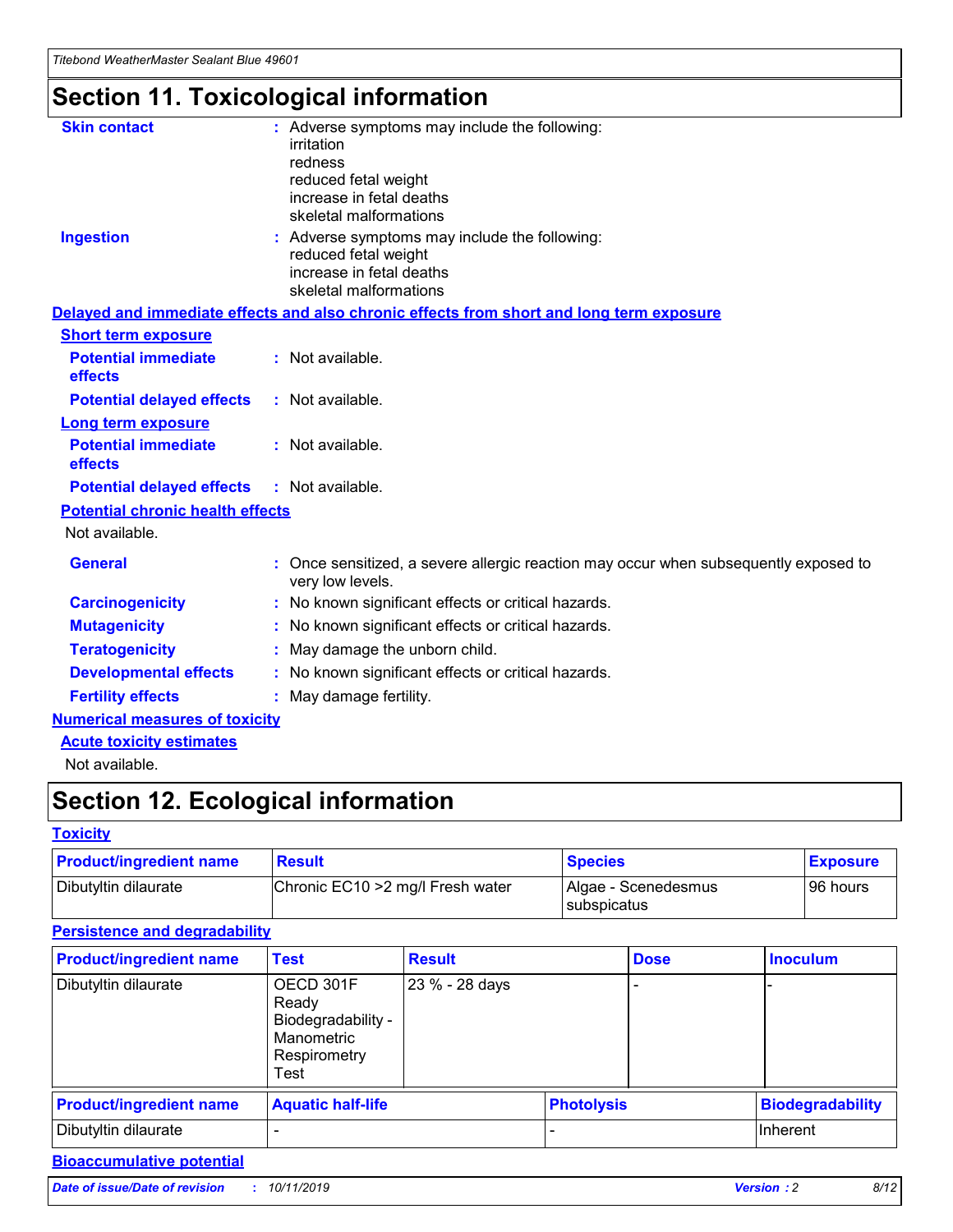# Section 11. Toxicological information

**Skin contact** : Adverse symptoms may include the following:
irritation
redness
reduced fetal weight
increase in fetal deaths
skeletal malformations

**Ingestion** : Adverse symptoms may include the following:
reduced fetal weight
increase in fetal deaths
skeletal malformations

**Delayed and immediate effects and also chronic effects from short and long term exposure**

**Short term exposure**

**Potential immediate effects** : Not available.

**Potential delayed effects** : Not available.

**Long term exposure**

**Potential immediate effects** : Not available.

**Potential delayed effects** : Not available.

**Potential chronic health effects**

Not available.

**General** : Once sensitized, a severe allergic reaction may occur when subsequently exposed to very low levels.

**Carcinogenicity** : No known significant effects or critical hazards.

**Mutagenicity** : No known significant effects or critical hazards.

**Teratogenicity** : May damage the unborn child.

**Developmental effects** : No known significant effects or critical hazards.

**Fertility effects** : May damage fertility.

**Numerical measures of toxicity**

**Acute toxicity estimates**

Not available.

# Section 12. Ecological information

**Toxicity**

| Product/ingredient name | Result | Species | Exposure |
|---|---|---|---|
| Dibutyltin dilaurate | Chronic EC10 >2 mg/l Fresh water | Algae - Scenedesmus subspicatus | 96 hours |

**Persistence and degradability**

| Product/ingredient name | Test | Result | Dose | Inoculum |
|---|---|---|---|---|
| Dibutyltin dilaurate | OECD 301F Ready Biodegradability - Manometric Respirometry Test | 23 % - 28 days | - | - |

| Product/ingredient name | Aquatic half-life | Photolysis | Biodegradability |
|---|---|---|---|
| Dibutyltin dilaurate | - | - | Inherent |

**Bioaccumulative potential**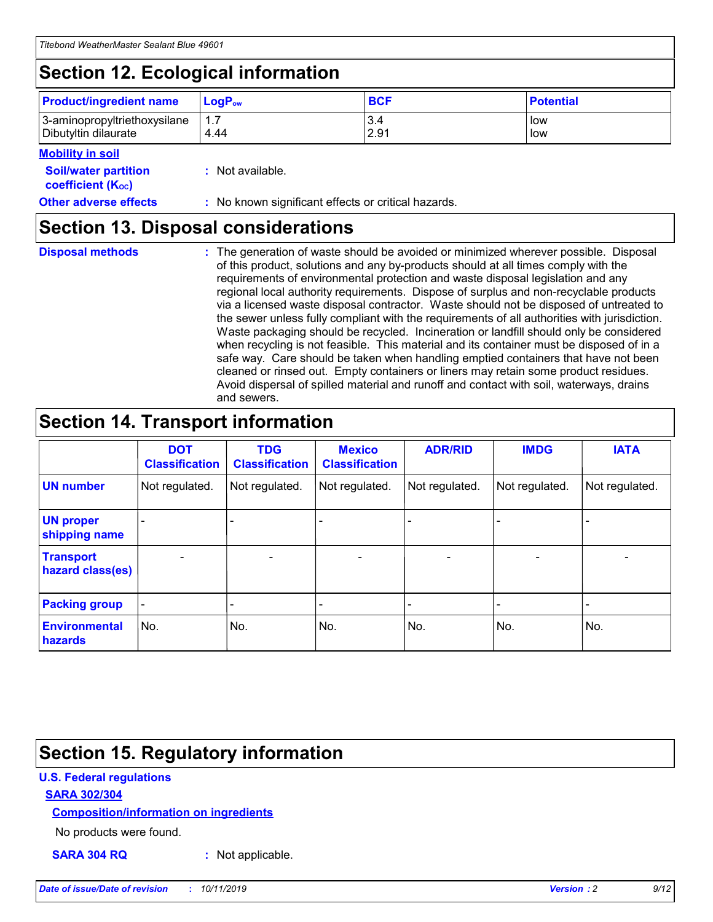## Section 12. Ecological information

| Product/ingredient name | $LogP_{ow}$ | BCF | Potential |
|---|---|---|---|
| 3-aminopropyltriethoxysilane | 1.7 | 3.4 | low |
| Dibutyltin dilaurate | 4.44 | 2.91 | low |

**Mobility in soil**

**Soil/water partition coefficient ($K_{OC}$)** : Not available.

**Other adverse effects** : No known significant effects or critical hazards.

## Section 13. Disposal considerations

**Disposal methods** : The generation of waste should be avoided or minimized wherever possible. Disposal of this product, solutions and any by-products should at all times comply with the requirements of environmental protection and waste disposal legislation and any regional local authority requirements. Dispose of surplus and non-recyclable products via a licensed waste disposal contractor. Waste should not be disposed of untreated to the sewer unless fully compliant with the requirements of all authorities with jurisdiction. Waste packaging should be recycled. Incineration or landfill should only be considered when recycling is not feasible. This material and its container must be disposed of in a safe way. Care should be taken when handling emptied containers that have not been cleaned or rinsed out. Empty containers or liners may retain some product residues. Avoid dispersal of spilled material and runoff and contact with soil, waterways, drains and sewers.

## Section 14. Transport information

| | DOT Classification | TDG Classification | Mexico Classification | ADR/RID | IMDG | IATA |
|---|---|---|---|---|---|---|
| UN number | Not regulated. | Not regulated. | Not regulated. | Not regulated. | Not regulated. | Not regulated. |
| UN proper shipping name | - | - | - | - | - | - |
| Transport hazard class(es) | - | - | - | - | - | - |
| Packing group | - | - | - | - | - | - |
| Environmental hazards | No. | No. | No. | No. | No. | No. |

## Section 15. Regulatory information

**U.S. Federal regulations**

**SARA 302/304**

**Composition/information on ingredients**

No products were found.

**SARA 304 RQ** : Not applicable.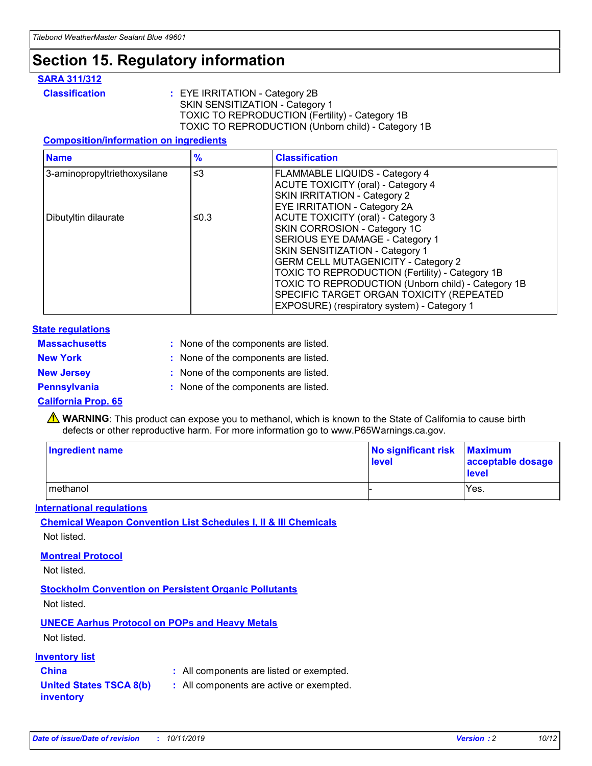# Section 15. Regulatory information

## SARA 311/312

**Classification** : EYE IRRITATION - Category 2B
SKIN SENSITIZATION - Category 1
TOXIC TO REPRODUCTION (Fertility) - Category 1B
TOXIC TO REPRODUCTION (Unborn child) - Category 1B

### Composition/information on ingredients

| Name | % | Classification |
|---|---|---|
| 3-aminopropyltriethoxysilane | ≤3 | FLAMMABLE LIQUIDS - Category 4<br>ACUTE TOXICITY (oral) - Category 4<br>SKIN IRRITATION - Category 2<br>EYE IRRITATION - Category 2A |
| Dibutyltin dilaurate | ≤0.3 | ACUTE TOXICITY (oral) - Category 3<br>SKIN CORROSION - Category 1C<br>SERIOUS EYE DAMAGE - Category 1<br>SKIN SENSITIZATION - Category 1<br>GERM CELL MUTAGENICITY - Category 2<br>TOXIC TO REPRODUCTION (Fertility) - Category 1B<br>TOXIC TO REPRODUCTION (Unborn child) - Category 1B<br>SPECIFIC TARGET ORGAN TOXICITY (REPEATED EXPOSURE) (respiratory system) - Category 1 |

## State regulations

**Massachusetts** : None of the components are listed.

**New York** : None of the components are listed.

**New Jersey** : None of the components are listed.

**Pennsylvania** : None of the components are listed.

## California Prop. 65

⚠ **WARNING**: This product can expose you to methanol, which is known to the State of California to cause birth defects or other reproductive harm. For more information go to www.P65Warnings.ca.gov.

| Ingredient name | No significant risk level | Maximum acceptable dosage level |
|---|---|---|
| methanol | - | Yes. |

## International regulations

### Chemical Weapon Convention List Schedules I, II & III Chemicals

Not listed.

### Montreal Protocol

Not listed.

### Stockholm Convention on Persistent Organic Pollutants

Not listed.

### UNECE Aarhus Protocol on POPs and Heavy Metals

Not listed.

## Inventory list

**China** : All components are listed or exempted.

**United States TSCA 8(b) inventory** : All components are active or exempted.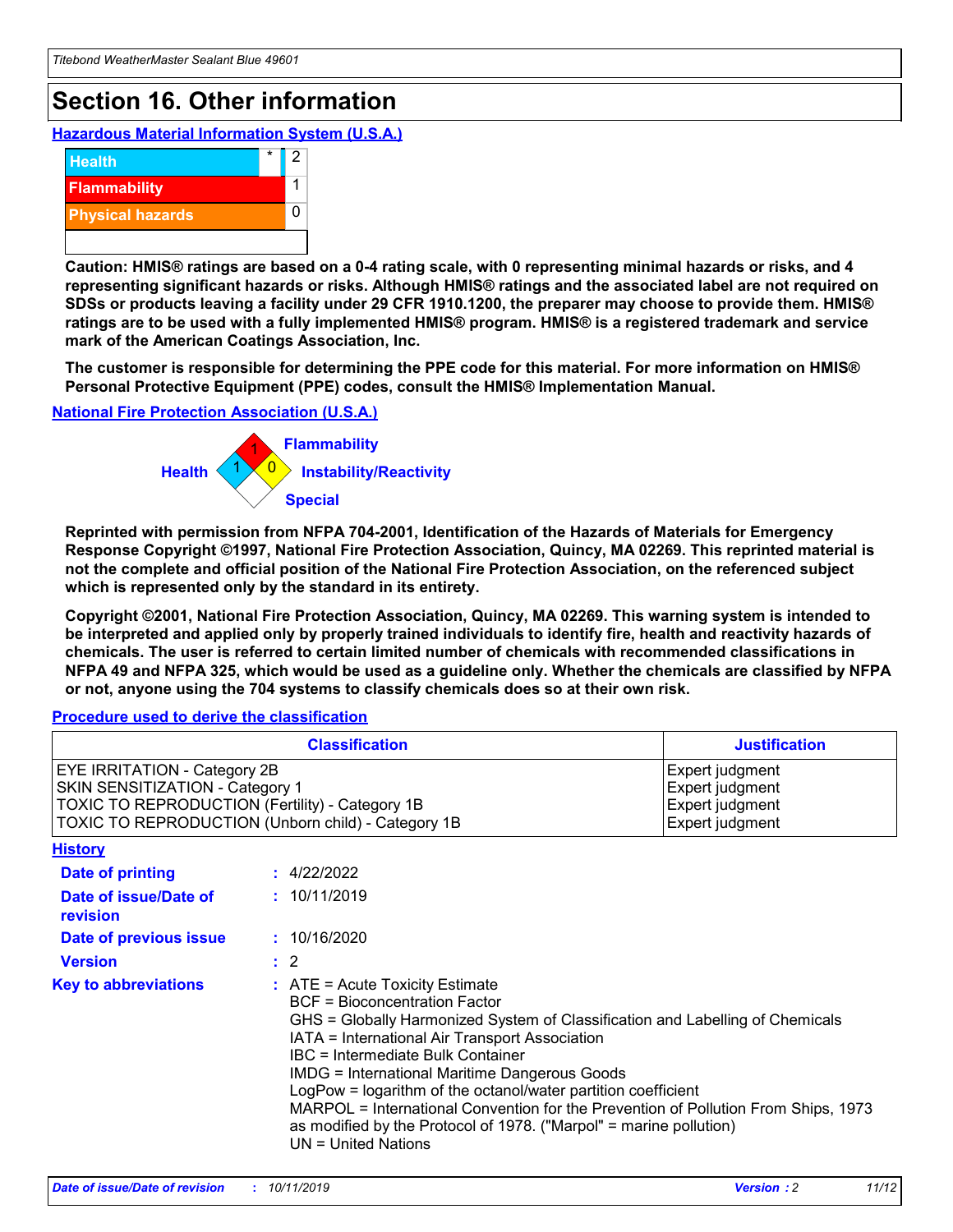# Section 16. Other information

### Hazardous Material Information System (U.S.A.)

| | | |
|---|---|---|
| Health | * | 2 |
| Flammability | | 1 |
| Physical hazards | | 0 |
| | | |

**Caution: HMIS® ratings are based on a 0-4 rating scale, with 0 representing minimal hazards or risks, and 4 representing significant hazards or risks. Although HMIS® ratings and the associated label are not required on SDSs or products leaving a facility under 29 CFR 1910.1200, the preparer may choose to provide them. HMIS® ratings are to be used with a fully implemented HMIS® program. HMIS® is a registered trademark and service mark of the American Coatings Association, Inc.**

**The customer is responsible for determining the PPE code for this material. For more information on HMIS® Personal Protective Equipment (PPE) codes, consult the HMIS® Implementation Manual.**

### National Fire Protection Association (U.S.A.)

Health: 1
Flammability: 1
Instability/Reactivity: 0
Special:

**Reprinted with permission from NFPA 704-2001, Identification of the Hazards of Materials for Emergency Response Copyright ©1997, National Fire Protection Association, Quincy, MA 02269. This reprinted material is not the complete and official position of the National Fire Protection Association, on the referenced subject which is represented only by the standard in its entirety.**

**Copyright ©2001, National Fire Protection Association, Quincy, MA 02269. This warning system is intended to be interpreted and applied only by properly trained individuals to identify fire, health and reactivity hazards of chemicals. The user is referred to certain limited number of chemicals with recommended classifications in NFPA 49 and NFPA 325, which would be used as a guideline only. Whether the chemicals are classified by NFPA or not, anyone using the 704 systems to classify chemicals does so at their own risk.**

### Procedure used to derive the classification

| Classification | Justification |
|---|---|
| EYE IRRITATION - Category 2B | Expert judgment |
| SKIN SENSITIZATION - Category 1 | Expert judgment |
| TOXIC TO REPRODUCTION (Fertility) - Category 1B | Expert judgment |
| TOXIC TO REPRODUCTION (Unborn child) - Category 1B | Expert judgment |

### History

**Date of printing** : 4/22/2022

**Date of issue/Date of revision** : 10/11/2019

**Date of previous issue** : 10/16/2020

**Version** : 2

**Key to abbreviations** :
ATE = Acute Toxicity Estimate
BCF = Bioconcentration Factor
GHS = Globally Harmonized System of Classification and Labelling of Chemicals
IATA = International Air Transport Association
IBC = Intermediate Bulk Container
IMDG = International Maritime Dangerous Goods
LogPow = logarithm of the octanol/water partition coefficient
MARPOL = International Convention for the Prevention of Pollution From Ships, 1973 as modified by the Protocol of 1978. ("Marpol" = marine pollution)
UN = United Nations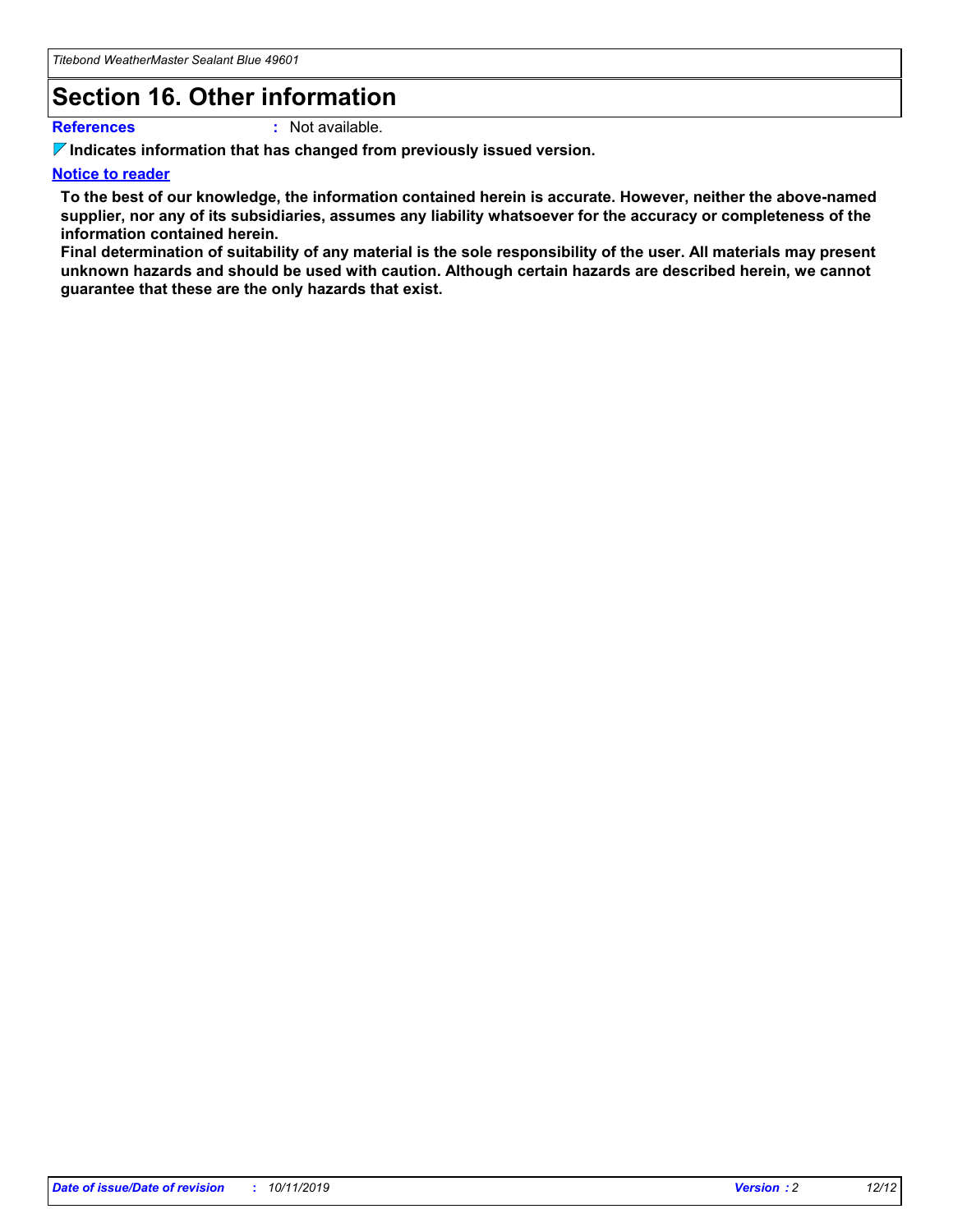# Section 16. Other information

**References** : Not available.

**Indicates information that has changed from previously issued version.**

**Notice to reader**

**To the best of our knowledge, the information contained herein is accurate. However, neither the above-named supplier, nor any of its subsidiaries, assumes any liability whatsoever for the accuracy or completeness of the information contained herein.**

**Final determination of suitability of any material is the sole responsibility of the user. All materials may present unknown hazards and should be used with caution. Although certain hazards are described herein, we cannot guarantee that these are the only hazards that exist.**